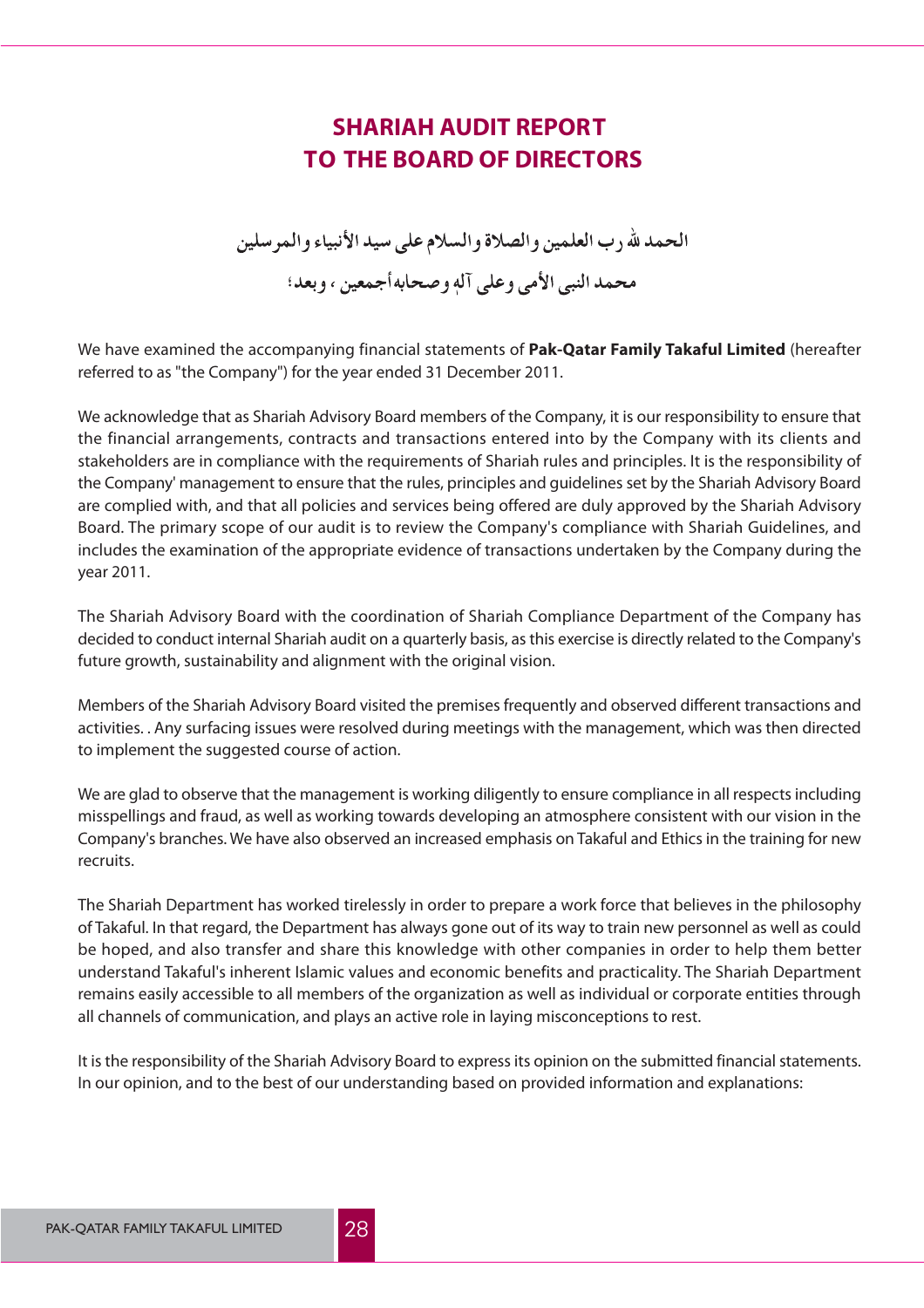# SHARIAH AUDIT REPORT TO THE BOARD OF DIRECTORS

الحمد لله رب العلمين والصلاة والسلام على سيد الأنبياء والمرسلين

محمد النبى الأمي وعلى آلهٖ وصحابه أجمعين ، وبعد؛

We have examined the accompanying financial statements of **Pak-Qatar Family Takaful Limited** (hereafter referred to as "the Company") for the year ended 31 December 2011.

We acknowledge that as Shariah Advisory Board members of the Company, it is our responsibility to ensure that the financial arrangements, contracts and transactions entered into by the Company with its clients and stakeholders are in compliance with the requirements of Shariah rules and principles. It is the responsibility of the Company' management to ensure that the rules, principles and guidelines set by the Shariah Advisory Board are complied with, and that all policies and services being offered are duly approved by the Shariah Advisory Board. The primary scope of our audit is to review the Company's compliance with Shariah Guidelines, and includes the examination of the appropriate evidence of transactions undertaken by the Company during the year 2011.

The Shariah Advisory Board with the coordination of Shariah Compliance Department of the Company has decided to conduct internal Shariah audit on a quarterly basis, as this exercise is directly related to the Company's future growth, sustainability and alignment with the original vision.

Members of the Shariah Advisory Board visited the premises frequently and observed different transactions and activities. . Any surfacing issues were resolved during meetings with the management, which was then directed to implement the suggested course of action.

We are glad to observe that the management is working diligently to ensure compliance in all respects including misspellings and fraud, as well as working towards developing an atmosphere consistent with our vision in the Company's branches. We have also observed an increased emphasis on Takaful and Ethics in the training for new recruits.

The Shariah Department has worked tirelessly in order to prepare a work force that believes in the philosophy of Takaful. In that regard, the Department has always gone out of its way to train new personnel as well as could be hoped, and also transfer and share this knowledge with other companies in order to help them better understand Takaful's inherent Islamic values and economic benefits and practicality. The Shariah Department remains easily accessible to all members of the organization as well as individual or corporate entities through all channels of communication, and plays an active role in laying misconceptions to rest.

It is the responsibility of the Shariah Advisory Board to express its opinion on the submitted financial statements. In our opinion, and to the best of our understanding based on provided information and explanations: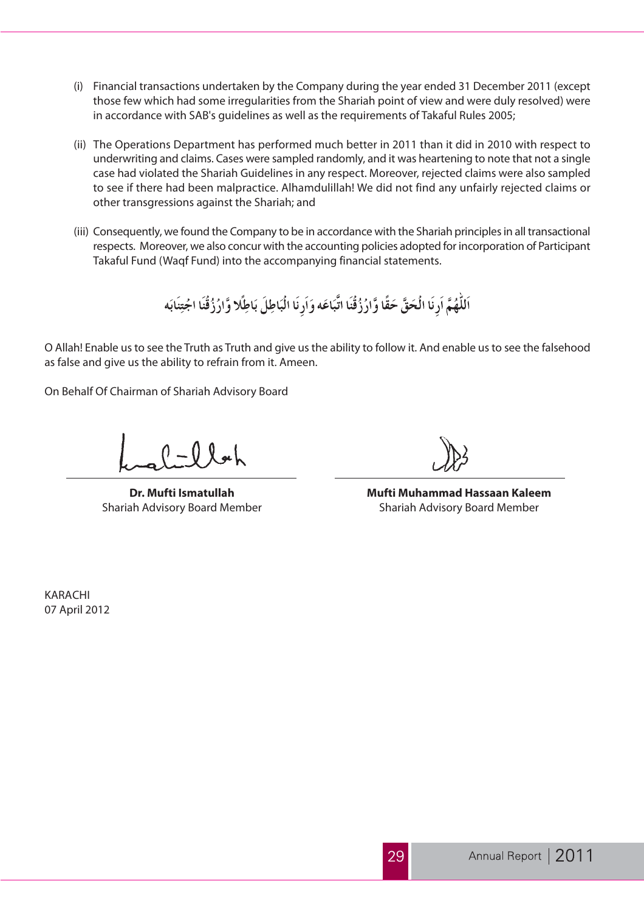(i) Financial transactions undertaken by the Company during the year ended 31 December 2011 (except those few which had some irregularities from the Shariah point of view and were duly resolved) were in accordance with SAB's guidelines as well as the requirements of Takaful Rules 2005;

(ii) The Operations Department has performed much better in 2011 than it did in 2010 with respect to underwriting and claims. Cases were sampled randomly, and it was heartening to note that not a single case had violated the Shariah Guidelines in any respect. Moreover, rejected claims were also sampled to see if there had been malpractice. Alhamdulillah! We did not find any unfairly rejected claims or other transgressions against the Shariah; and

(iii) Consequently, we found the Company to be in accordance with the Shariah principles in all transactional respects. Moreover, we also concur with the accounting policies adopted for incorporation of Participant Takaful Fund (Waqf Fund) into the accompanying financial statements.

اَللّٰهُمَّ اَرِنَا الْحَقَّ حَقًّا وَّارْزُقْنَا اتِّبَاعَه وَاَرِنَا الْبَاطِلَ بَاطِلًا وَّارْزُقْنَا اجْتِنَابَه

O Allah! Enable us to see the Truth as Truth and give us the ability to follow it. And enable us to see the falsehood as false and give us the ability to refrain from it. Ameen.

On Behalf Of Chairman of Shariah Advisory Board

**Dr. Mufti Ismatullah**
Shariah Advisory Board Member

**Mufti Muhammad Hassaan Kaleem**
Shariah Advisory Board Member

KARACHI
07 April 2012